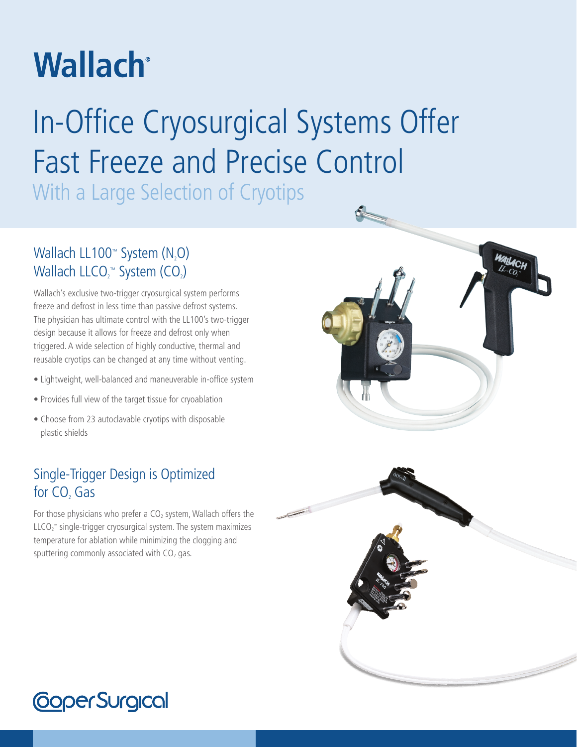# Wallach®

## In-Office Cryosurgical Systems Offer Fast Freeze and Precise Control

### With a Large Selection of Cryotips

### Wallach LL100™ System ($N_2O$)
### Wallach LLCO$_2$™ System ($CO_2$)

Wallach's exclusive two-trigger cryosurgical system performs freeze and defrost in less time than passive defrost systems. The physician has ultimate control with the LL100's two-trigger design because it allows for freeze and defrost only when triggered. A wide selection of highly conductive, thermal and reusable cryotips can be changed at any time without venting.

- Lightweight, well-balanced and maneuverable in-office system
- Provides full view of the target tissue for cryoablation
- Choose from 23 autoclavable cryotips with disposable plastic shields

### Single-Trigger Design is Optimized for $CO_2$ Gas

For those physicians who prefer a $CO_2$ system, Wallach offers the LLCO$_2$™ single-trigger cryosurgical system. The system maximizes temperature for ablation while minimizing the clogging and sputtering commonly associated with $CO_2$ gas.

CooperSurgical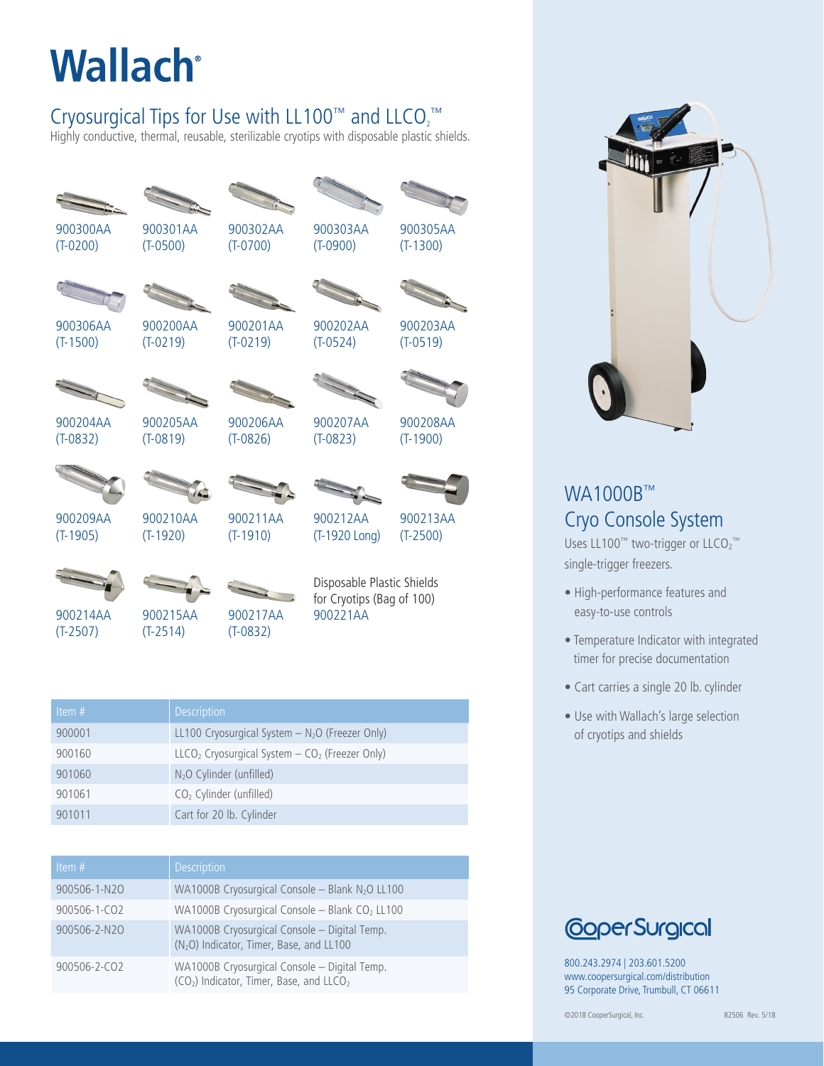# Wallach®

## Cryosurgical Tips for Use with LL100™ and LLCO$_2$™

Highly conductive, thermal, reusable, sterilizable cryotips with disposable plastic shields.

900300AA (T-0200)

900301AA (T-0500)

900302AA (T-0700)

900303AA (T-0900)

900305AA (T-1300)

900306AA (T-1500)

900200AA (T-0219)

900201AA (T-0219)

900202AA (T-0524)

900203AA (T-0519)

900204AA (T-0832)

900205AA (T-0819)

900206AA (T-0826)

900207AA (T-0823)

900208AA (T-1900)

900209AA (T-1905)

900210AA (T-1920)

900211AA (T-1910)

900212AA (T-1920 Long)

900213AA (T-2500)

900214AA (T-2507)

900215AA (T-2514)

900217AA (T-0832)

Disposable Plastic Shields for Cryotips (Bag of 100) 900221AA

| Item # | Description |
|---|---|
| 900001 | LL100 Cryosurgical System – $N_2O$ (Freezer Only) |
| 900160 | LLCO$_2$ Cryosurgical System – $CO_2$ (Freezer Only) |
| 901060 | $N_2O$ Cylinder (unfilled) |
| 901061 | $CO_2$ Cylinder (unfilled) |
| 901011 | Cart for 20 lb. Cylinder |

| Item # | Description |
|---|---|
| 900506-1-N2O | WA1000B Cryosurgical Console – Blank $N_2O$ LL100 |
| 900506-1-CO2 | WA1000B Cryosurgical Console – Blank $CO_2$ LL100 |
| 900506-2-N2O | WA1000B Cryosurgical Console – Digital Temp. ($N_2O$) Indicator, Timer, Base, and LL100 |
| 900506-2-CO2 | WA1000B Cryosurgical Console – Digital Temp. ($CO_2$) Indicator, Timer, Base, and LLCO$_2$ |

## WA1000B™ Cryo Console System

Uses LL100™ two-trigger or LLCO$_2$™ single-trigger freezers.

- High-performance features and easy-to-use controls
- Temperature Indicator with integrated timer for precise documentation
- Cart carries a single 20 lb. cylinder
- Use with Wallach's large selection of cryotips and shields

CooperSurgical

800.243.2974 | 203.601.5200
www.coopersurgical.com/distribution
95 Corporate Drive, Trumbull, CT 06611

©2018 CooperSurgical, Inc. 82506 Rev. 5/18